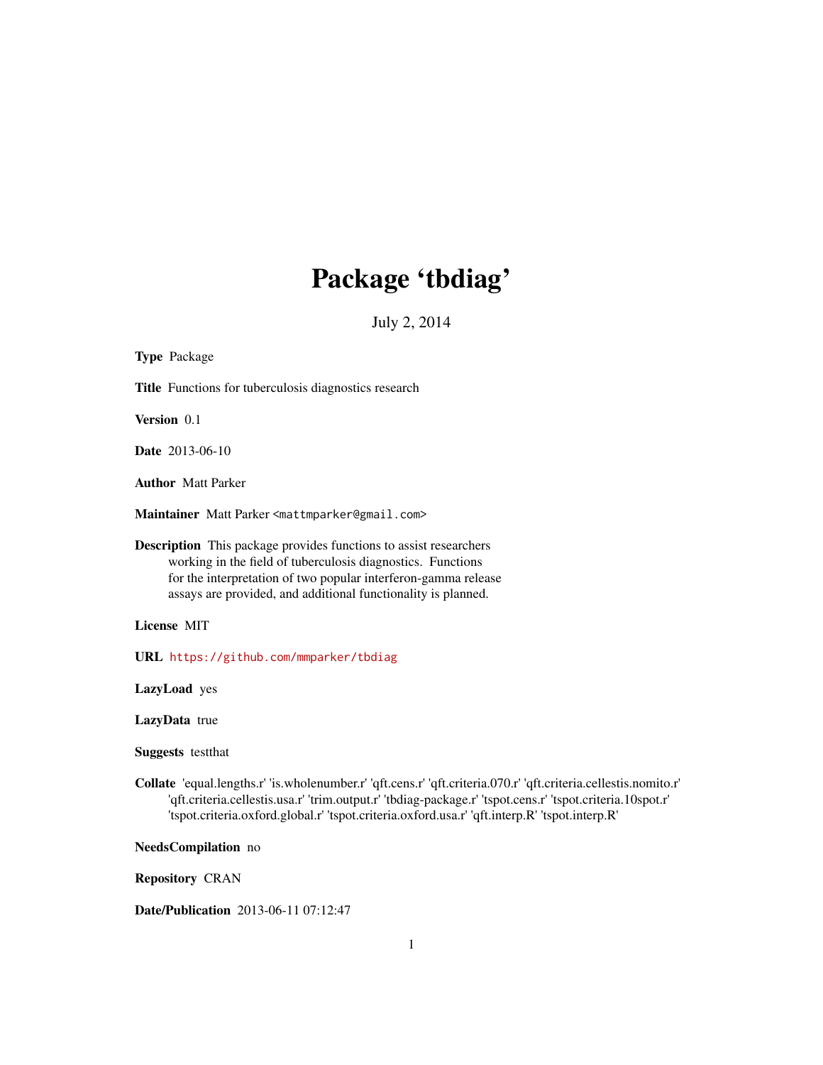# Package 'tbdiag'

July 2, 2014

**Type** Package

**Title** Functions for tuberculosis diagnostics research

**Version** 0.1

**Date** 2013-06-10

**Author** Matt Parker

**Maintainer** Matt Parker <mattmparker@gmail.com>

**Description** This package provides functions to assist researchers working in the field of tuberculosis diagnostics. Functions for the interpretation of two popular interferon-gamma release assays are provided, and additional functionality is planned.

**License** MIT

**URL** https://github.com/mmparker/tbdiag

**LazyLoad** yes

**LazyData** true

**Suggests** testthat

**Collate** 'equal.lengths.r' 'is.wholenumber.r' 'qft.cens.r' 'qft.criteria.070.r' 'qft.criteria.cellestis.nomito.r' 'qft.criteria.cellestis.usa.r' 'trim.output.r' 'tbdiag-package.r' 'tspot.cens.r' 'tspot.criteria.10spot.r' 'tspot.criteria.oxford.global.r' 'tspot.criteria.oxford.usa.r' 'qft.interp.R' 'tspot.interp.R'

**NeedsCompilation** no

**Repository** CRAN

**Date/Publication** 2013-06-11 07:12:47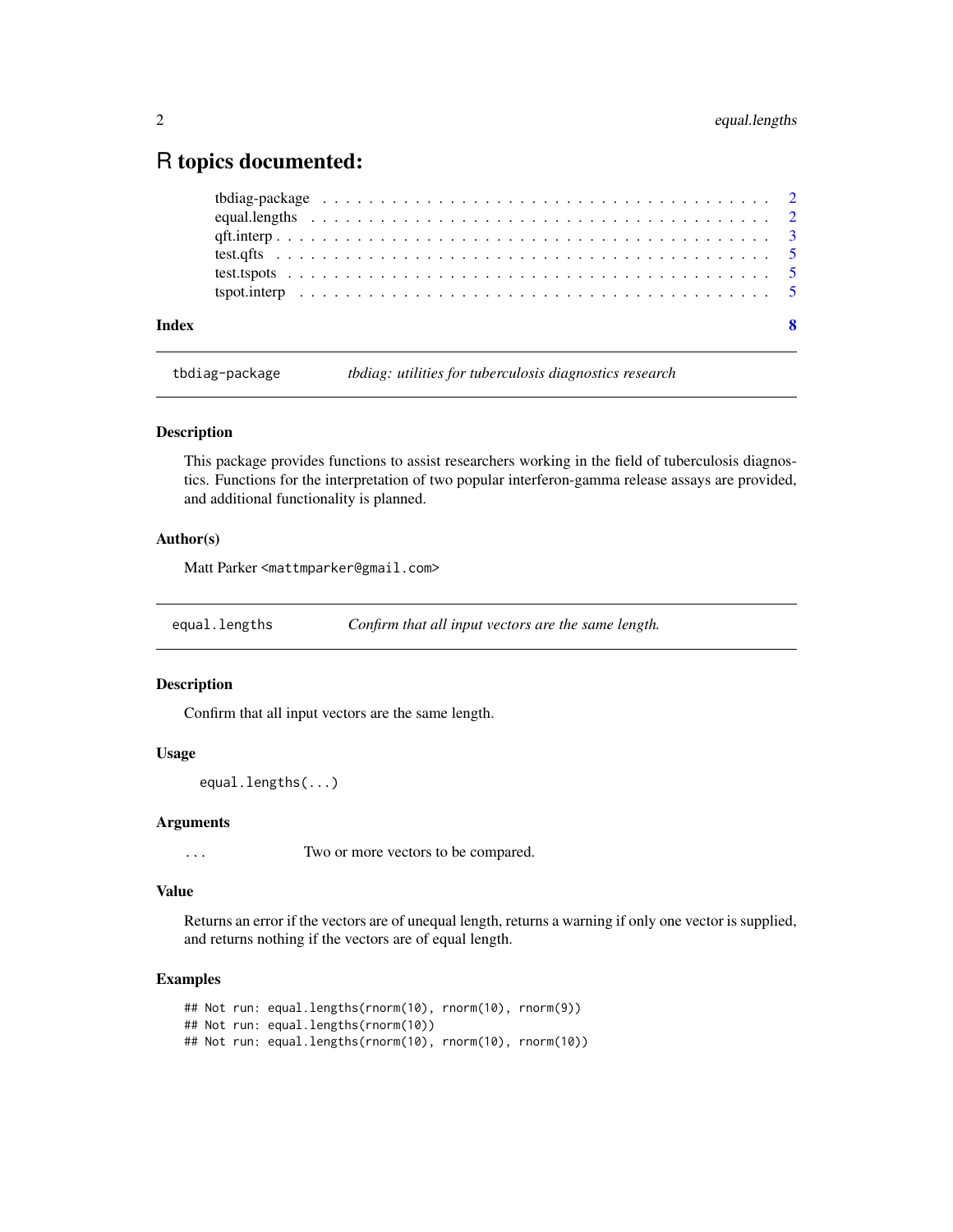# R topics documented:

tbdiag-package . . . . . . . . . . . . . . . . . . . . . . . . . . . . . . . . . . . . 2
equal.lengths . . . . . . . . . . . . . . . . . . . . . . . . . . . . . . . . . . . . 2
qft.interp . . . . . . . . . . . . . . . . . . . . . . . . . . . . . . . . . . . . 3
test.qfts . . . . . . . . . . . . . . . . . . . . . . . . . . . . . . . . . . . . 5
test.tspots . . . . . . . . . . . . . . . . . . . . . . . . . . . . . . . . . . . . 5
tspot.interp . . . . . . . . . . . . . . . . . . . . . . . . . . . . . . . . . . . . 5

**Index** **8**

---

## tbdiag-package — *tbdiag: utilities for tuberculosis diagnostics research*

### Description

This package provides functions to assist researchers working in the field of tuberculosis diagnostics. Functions for the interpretation of two popular interferon-gamma release assays are provided, and additional functionality is planned.

### Author(s)

Matt Parker <mattmparker@gmail.com>

---

## equal.lengths — *Confirm that all input vectors are the same length.*

### Description

Confirm that all input vectors are the same length.

### Usage

```
equal.lengths(...)
```

### Arguments

`...` Two or more vectors to be compared.

### Value

Returns an error if the vectors are of unequal length, returns a warning if only one vector is supplied, and returns nothing if the vectors are of equal length.

### Examples

```
## Not run: equal.lengths(rnorm(10), rnorm(10), rnorm(9))
## Not run: equal.lengths(rnorm(10))
## Not run: equal.lengths(rnorm(10), rnorm(10), rnorm(10))
```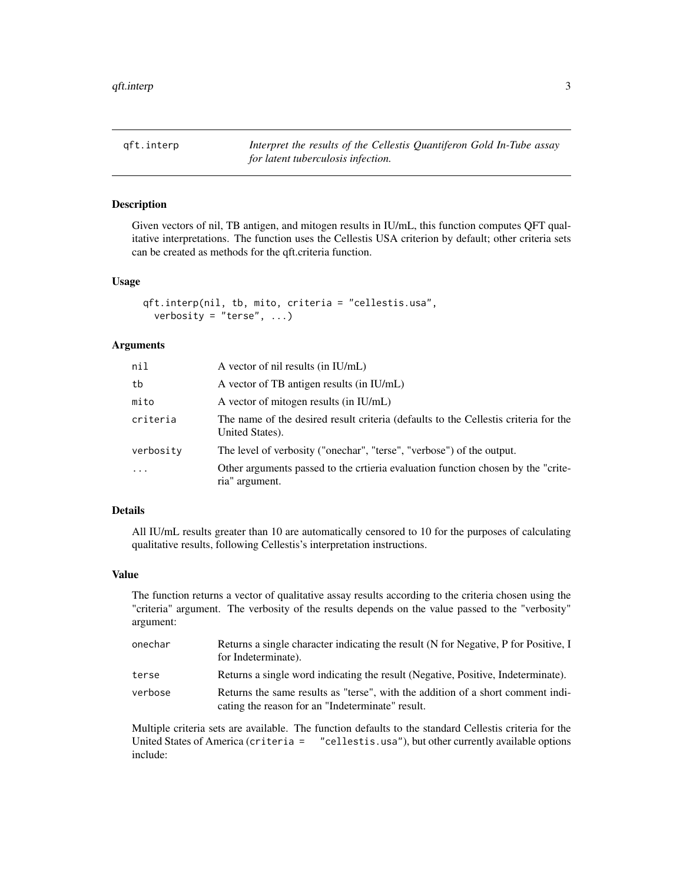## qft.interp

*Interpret the results of the Cellestis Quantiferon Gold In-Tube assay for latent tuberculosis infection.*

### Description

Given vectors of nil, TB antigen, and mitogen results in IU/mL, this function computes QFT qualitative interpretations. The function uses the Cellestis USA criterion by default; other criteria sets can be created as methods for the qft.criteria function.

### Usage

```
qft.interp(nil, tb, mito, criteria = "cellestis.usa",
  verbosity = "terse", ...)
```

### Arguments

| | |
|---|---|
| nil | A vector of nil results (in IU/mL) |
| tb | A vector of TB antigen results (in IU/mL) |
| mito | A vector of mitogen results (in IU/mL) |
| criteria | The name of the desired result criteria (defaults to the Cellestis criteria for the United States). |
| verbosity | The level of verbosity ("onechar", "terse", "verbose") of the output. |
| ... | Other arguments passed to the crtieria evaluation function chosen by the "criteria" argument. |

### Details

All IU/mL results greater than 10 are automatically censored to 10 for the purposes of calculating qualitative results, following Cellestis's interpretation instructions.

### Value

The function returns a vector of qualitative assay results according to the criteria chosen using the "criteria" argument. The verbosity of the results depends on the value passed to the "verbosity" argument:

| | |
|---|---|
| onechar | Returns a single character indicating the result (N for Negative, P for Positive, I for Indeterminate). |
| terse | Returns a single word indicating the result (Negative, Positive, Indeterminate). |
| verbose | Returns the same results as "terse", with the addition of a short comment indicating the reason for an "Indeterminate" result. |

Multiple criteria sets are available. The function defaults to the standard Cellestis criteria for the United States of America (`criteria = "cellestis.usa"`), but other currently available options include: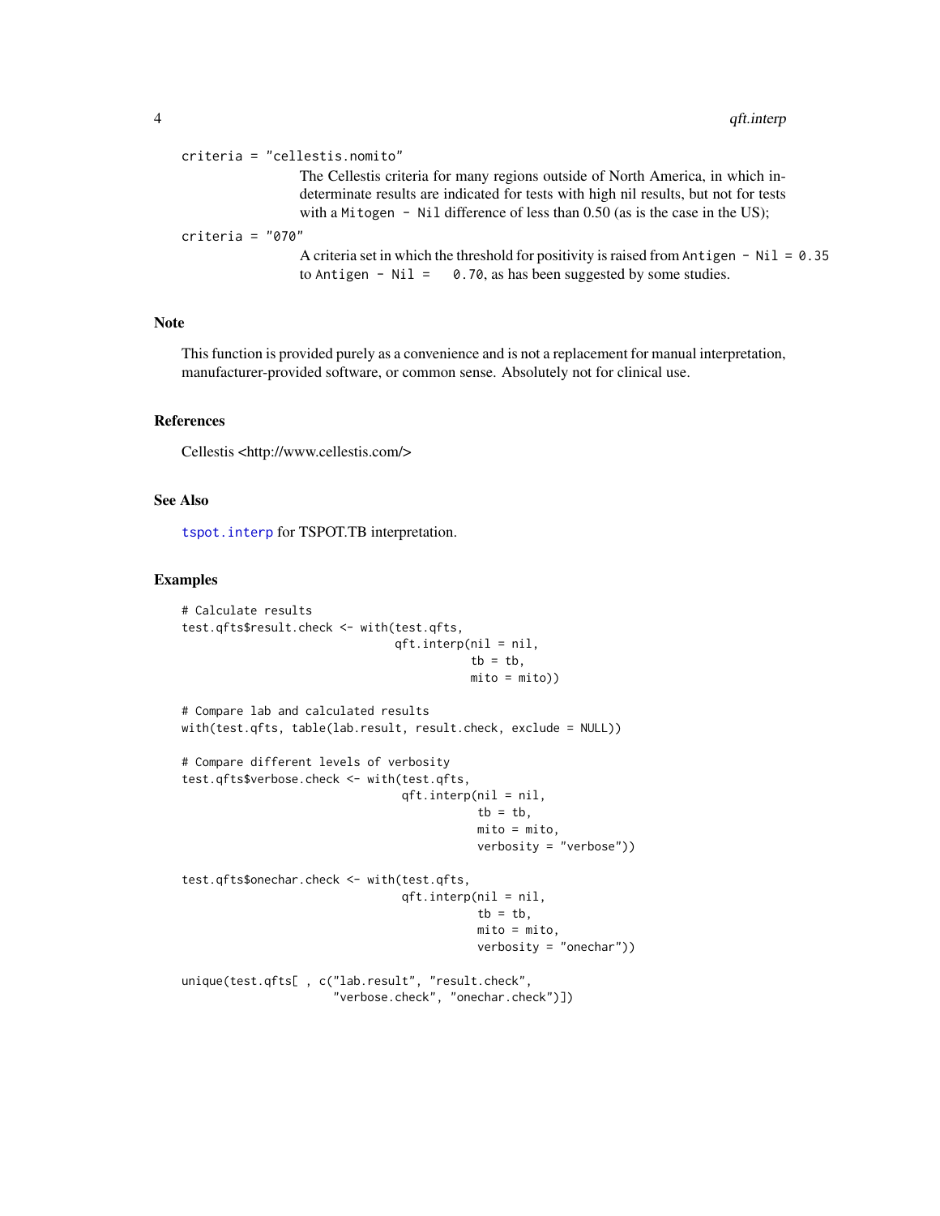`criteria = "cellestis.nomito"`
: The Cellestis criteria for many regions outside of North America, in which indeterminate results are indicated for tests with high nil results, but not for tests with a `Mitogen - Nil` difference of less than 0.50 (as is the case in the US);

`criteria = "070"`
: A criteria set in which the threshold for positivity is raised from `Antigen - Nil = 0.35` to `Antigen - Nil = 0.70`, as has been suggested by some studies.

## Note

This function is provided purely as a convenience and is not a replacement for manual interpretation, manufacturer-provided software, or common sense. Absolutely not for clinical use.

## References

Cellestis <http://www.cellestis.com/>

## See Also

`tspot.interp` for TSPOT.TB interpretation.

## Examples

```
# Calculate results
test.qfts$result.check <- with(test.qfts,
                               qft.interp(nil = nil,
                                          tb = tb,
                                          mito = mito))

# Compare lab and calculated results
with(test.qfts, table(lab.result, result.check, exclude = NULL))

# Compare different levels of verbosity
test.qfts$verbose.check <- with(test.qfts,
                                qft.interp(nil = nil,
                                           tb = tb,
                                           mito = mito,
                                           verbosity = "verbose"))

test.qfts$onechar.check <- with(test.qfts,
                                qft.interp(nil = nil,
                                           tb = tb,
                                           mito = mito,
                                           verbosity = "onechar"))

unique(test.qfts[ , c("lab.result", "result.check",
                      "verbose.check", "onechar.check")])
```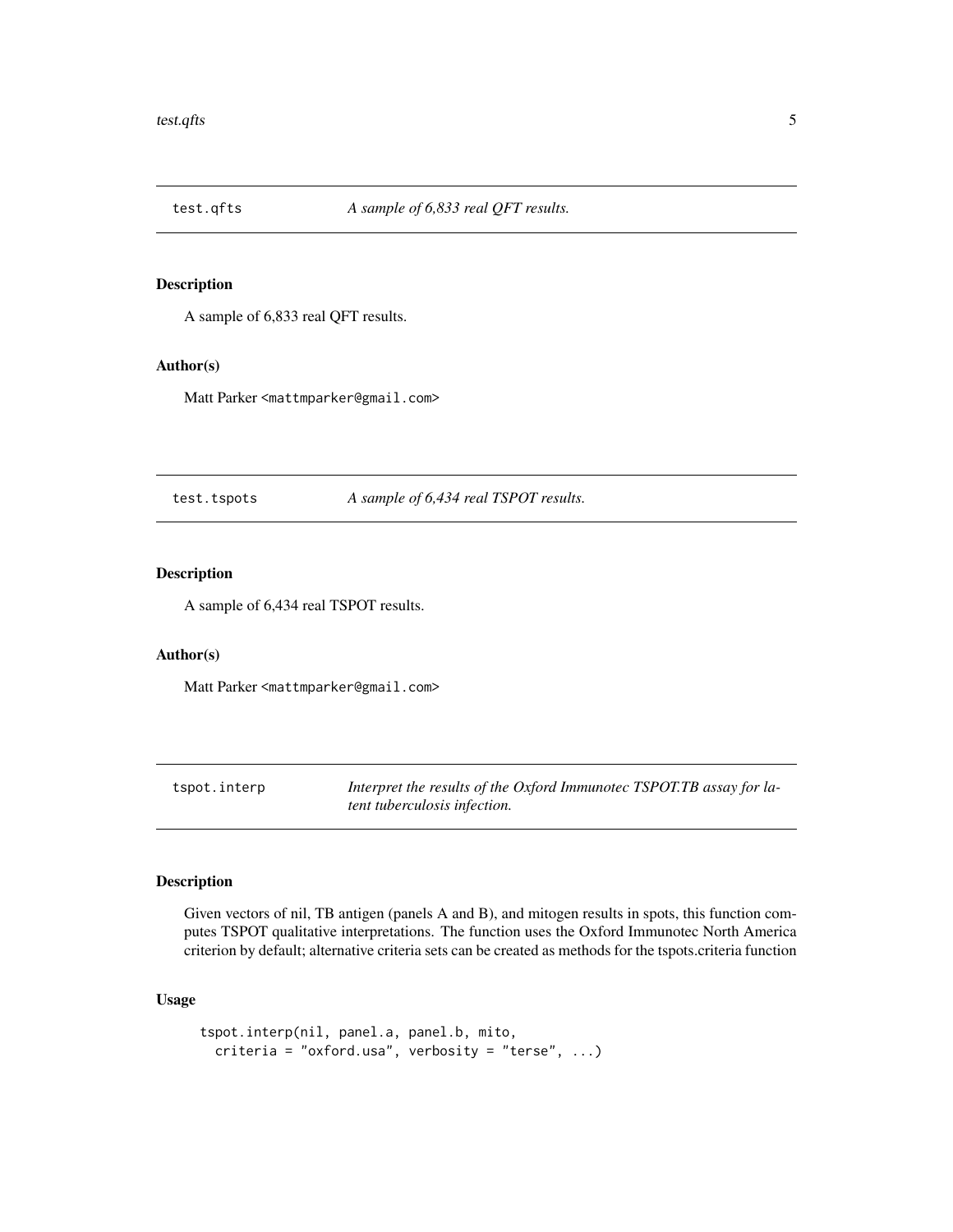## test.qfts — *A sample of 6,833 real QFT results.*

### Description

A sample of 6,833 real QFT results.

### Author(s)

Matt Parker <mattmparker@gmail.com>

## test.tspots — *A sample of 6,434 real TSPOT results.*

### Description

A sample of 6,434 real TSPOT results.

### Author(s)

Matt Parker <mattmparker@gmail.com>

## tspot.interp — *Interpret the results of the Oxford Immunotec TSPOT.TB assay for latent tuberculosis infection.*

### Description

Given vectors of nil, TB antigen (panels A and B), and mitogen results in spots, this function computes TSPOT qualitative interpretations. The function uses the Oxford Immunotec North America criterion by default; alternative criteria sets can be created as methods for the tspots.criteria function

### Usage

```
tspot.interp(nil, panel.a, panel.b, mito,
  criteria = "oxford.usa", verbosity = "terse", ...)
```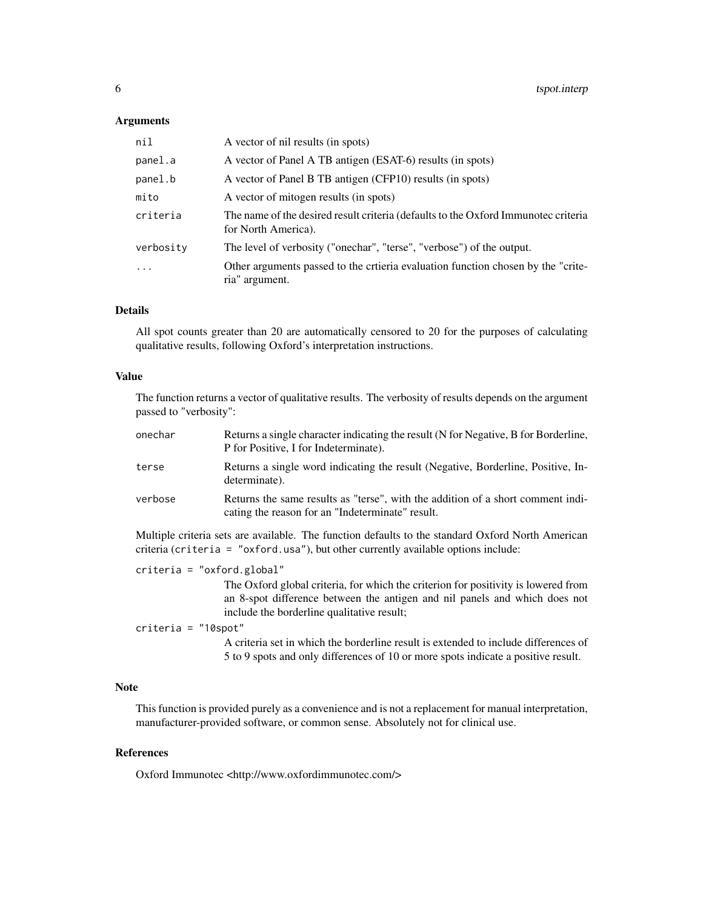## Arguments

| | |
|---|---|
| `nil` | A vector of nil results (in spots) |
| `panel.a` | A vector of Panel A TB antigen (ESAT-6) results (in spots) |
| `panel.b` | A vector of Panel B TB antigen (CFP10) results (in spots) |
| `mito` | A vector of mitogen results (in spots) |
| `criteria` | The name of the desired result criteria (defaults to the Oxford Immunotec criteria for North America). |
| `verbosity` | The level of verbosity ("onechar", "terse", "verbose") of the output. |
| `...` | Other arguments passed to the crtieria evaluation function chosen by the "criteria" argument. |

## Details

All spot counts greater than 20 are automatically censored to 20 for the purposes of calculating qualitative results, following Oxford's interpretation instructions.

## Value

The function returns a vector of qualitative results. The verbosity of results depends on the argument passed to "verbosity":

| | |
|---|---|
| `onechar` | Returns a single character indicating the result (N for Negative, B for Borderline, P for Positive, I for Indeterminate). |
| `terse` | Returns a single word indicating the result (Negative, Borderline, Positive, Indeterminate). |
| `verbose` | Returns the same results as "terse", with the addition of a short comment indicating the reason for an "Indeterminate" result. |

Multiple criteria sets are available. The function defaults to the standard Oxford North American criteria (`criteria = "oxford.usa"`), but other currently available options include:

`criteria = "oxford.global"`
: The Oxford global criteria, for which the criterion for positivity is lowered from an 8-spot difference between the antigen and nil panels and which does not include the borderline qualitative result;

`criteria = "10spot"`
: A criteria set in which the borderline result is extended to include differences of 5 to 9 spots and only differences of 10 or more spots indicate a positive result.

## Note

This function is provided purely as a convenience and is not a replacement for manual interpretation, manufacturer-provided software, or common sense. Absolutely not for clinical use.

## References

Oxford Immunotec <http://www.oxfordimmunotec.com/>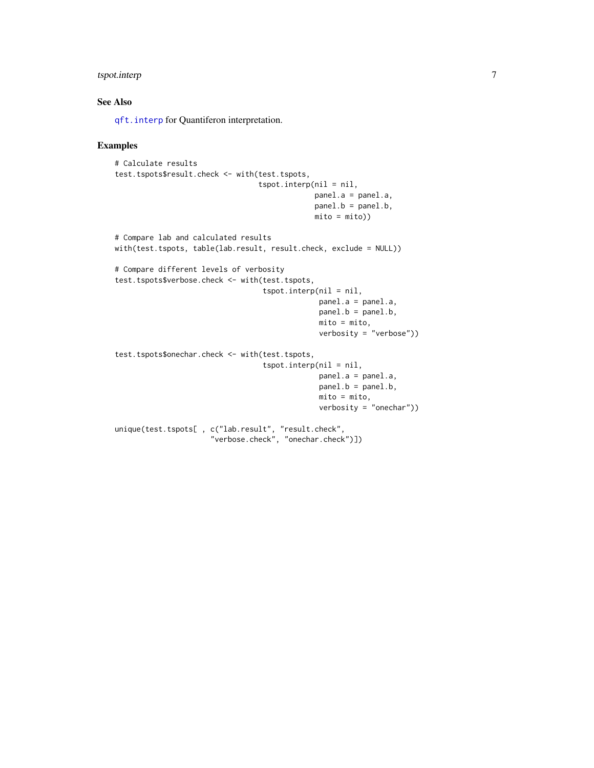## See Also

`qft.interp` for Quantiferon interpretation.

## Examples

```
# Calculate results
test.tspots$result.check <- with(test.tspots,
                                  tspot.interp(nil = nil,
                                               panel.a = panel.a,
                                               panel.b = panel.b,
                                               mito = mito))

# Compare lab and calculated results
with(test.tspots, table(lab.result, result.check, exclude = NULL))

# Compare different levels of verbosity
test.tspots$verbose.check <- with(test.tspots,
                                   tspot.interp(nil = nil,
                                                panel.a = panel.a,
                                                panel.b = panel.b,
                                                mito = mito,
                                                verbosity = "verbose"))

test.tspots$onechar.check <- with(test.tspots,
                                   tspot.interp(nil = nil,
                                                panel.a = panel.a,
                                                panel.b = panel.b,
                                                mito = mito,
                                                verbosity = "onechar"))

unique(test.tspots[ , c("lab.result", "result.check",
                      "verbose.check", "onechar.check")])
```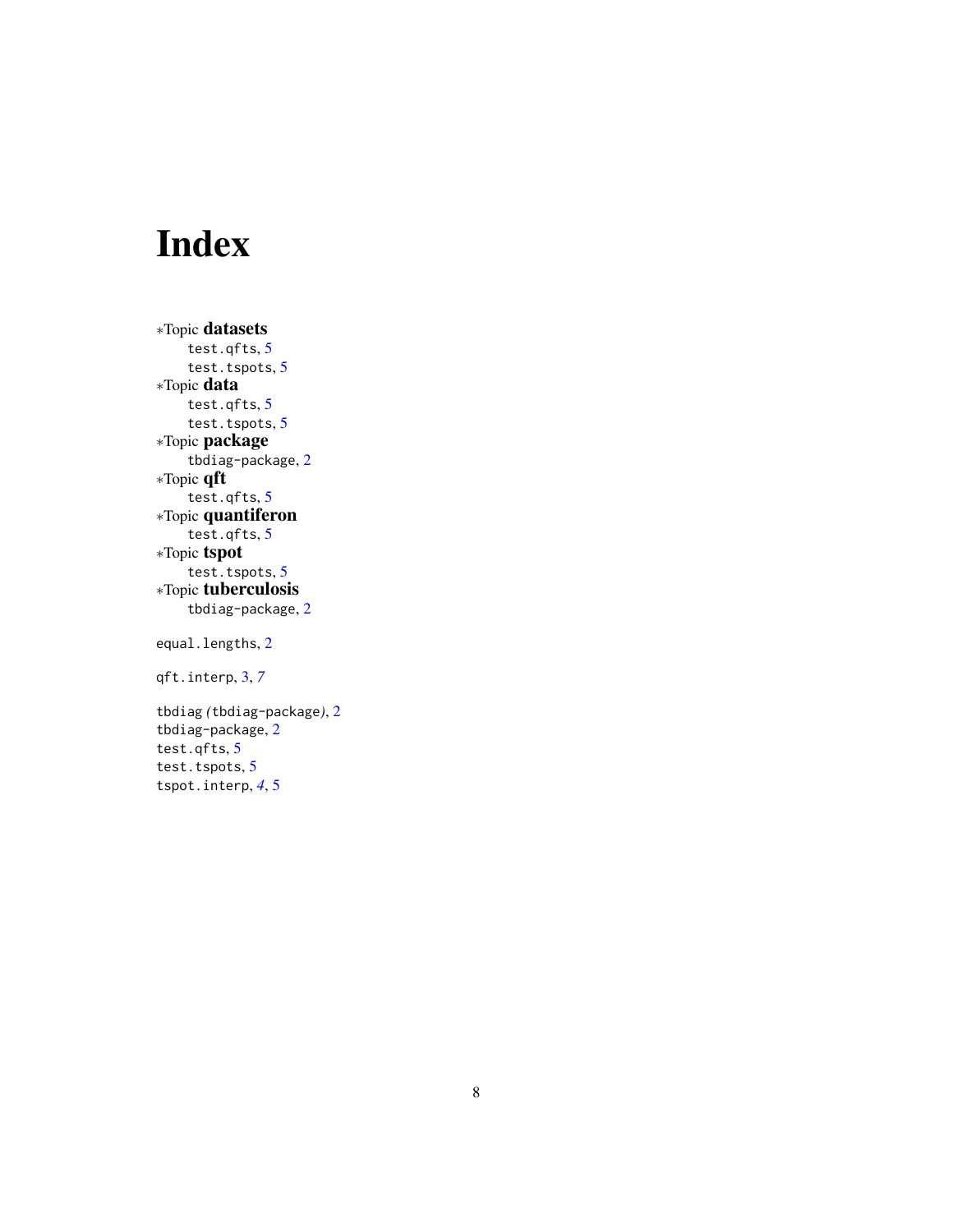# Index

*Topic **datasets**
    test.qfts, 5
    test.tspots, 5
*Topic **data**
    test.qfts, 5
    test.tspots, 5
*Topic **package**
    tbdiag-package, 2
*Topic **qft**
    test.qfts, 5
*Topic **quantiferon**
    test.qfts, 5
*Topic **tspot**
    test.tspots, 5
*Topic **tuberculosis**
    tbdiag-package, 2

equal.lengths, 2

qft.interp, 3, *7*

tbdiag (tbdiag-package), 2
tbdiag-package, 2
test.qfts, 5
test.tspots, 5
tspot.interp, *4*, 5